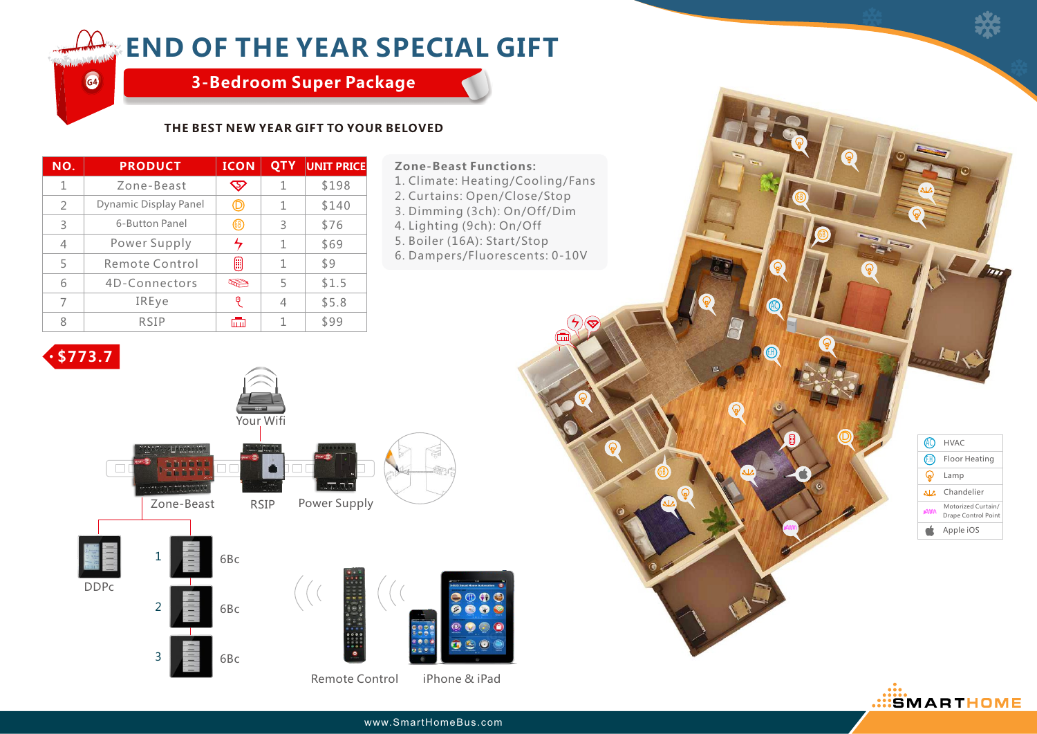# END OF THE YEAR SPECIAL GIFT

## 3-Bedroom Super Package

**THE BEST NEW YEAR GIFT TO YOUR BELOVED**

| NO. | PRODUCT | ICON | QTY | UNIT PRICE |
|---|---|---|---|---|
| 1 | Zone-Beast | | 1 | $198 |
| 2 | Dynamic Display Panel | | 1 | $140 |
| 3 | 6-Button Panel | | 3 | $76 |
| 4 | Power Supply | | 1 | $69 |
| 5 | Remote Control | | 1 | $9 |
| 6 | 4D-Connectors | | 5 | $1.5 |
| 7 | IREye | | 4 | $5.8 |
| 8 | RSIP | | 1 | $99 |

**$773.7**

**Zone-Beast Functions:**

1. Climate: Heating/Cooling/Fans
2. Curtains: Open/Close/Stop
3. Dimming (3ch): On/Off/Dim
4. Lighting (9ch): On/Off
5. Boiler (16A): Start/Stop
6. Dampers/Fluorescents: 0-10V

Your Wifi

Zone-Beast

RSIP

Power Supply

DDPc

1 6Bc

2 6Bc

3 6Bc

Remote Control

iPhone & iPad

- HVAC
- Floor Heating
- Lamp
- Chandelier
- Motorized Curtain/ Drape Control Point
- Apple iOS

SMARTHOME

www.SmartHomeBus.com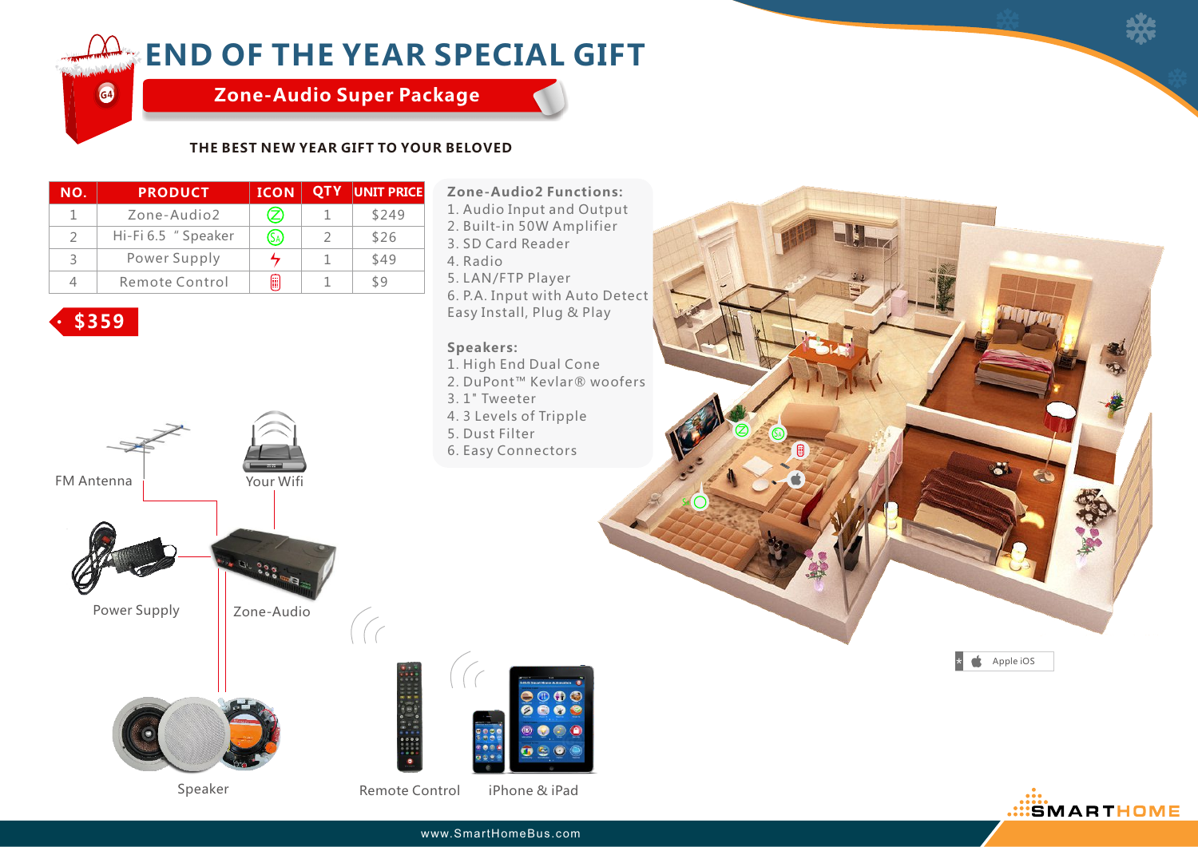# END OF THE YEAR SPECIAL GIFT

## Zone-Audio Super Package

**THE BEST NEW YEAR GIFT TO YOUR BELOVED**

| NO. | PRODUCT | ICON | QTY | UNIT PRICE |
|---|---|---|---|---|
| 1 | Zone-Audio2 | | 1 | $249 |
| 2 | Hi-Fi 6.5 " Speaker | | 2 | $26 |
| 3 | Power Supply | | 1 | $49 |
| 4 | Remote Control | | 1 | $9 |

**$359**

**Zone-Audio2 Functions:**
1. Audio Input and Output
2. Built-in 50W Amplifier
3. SD Card Reader
4. Radio
5. LAN/FTP Player
6. P.A. Input with Auto Detect

Easy Install, Plug & Play

**Speakers:**
1. High End Dual Cone
2. DuPont™ Kevlar® woofers
3. 1" Tweeter
4. 3 Levels of Tripple
5. Dust Filter
6. Easy Connectors

FM Antenna

Your Wifi

Power Supply

Zone-Audio

Speaker

Remote Control

iPhone & iPad

Apple iOS

SMARTHOME

www.SmartHomeBus.com